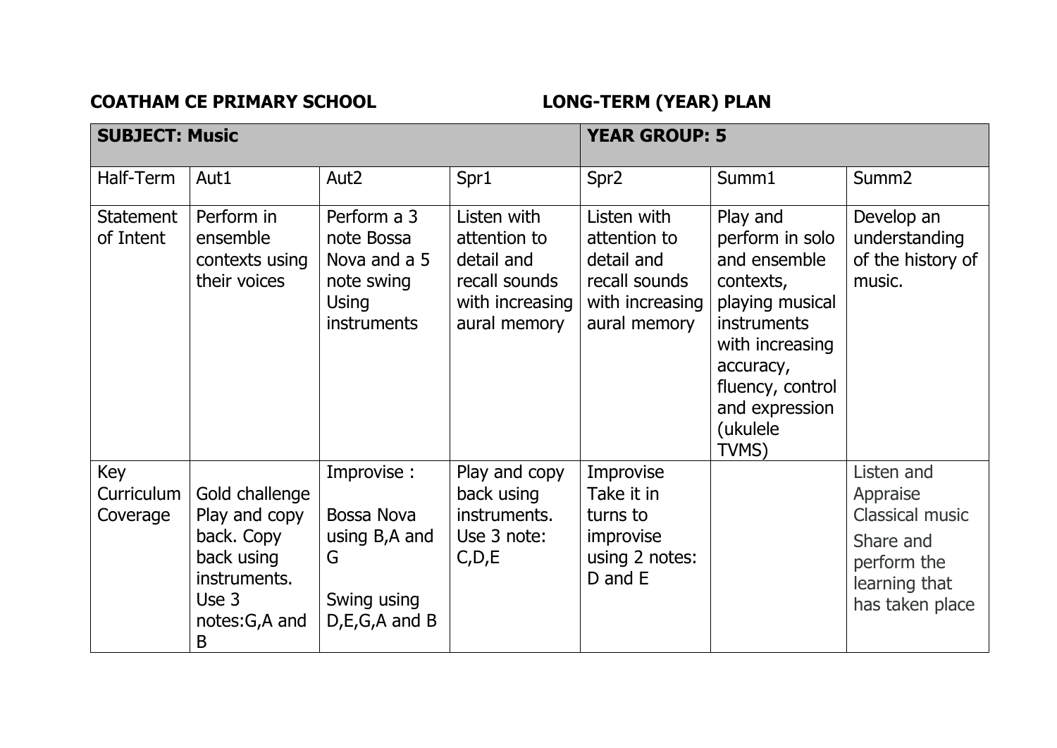**COATHAM CE PRIMARY SCHOOL** **LONG-TERM (YEAR) PLAN**

| **SUBJECT: Music** | | | | **YEAR GROUP: 5** | | |
|---|---|---|---|---|---|---|
| Half-Term | Aut1 | Aut2 | Spr1 | Spr2 | Summ1 | Summ2 |
| Statement of Intent | Perform in ensemble contexts using their voices | Perform a 3 note Bossa Nova and a 5 note swing Using instruments | Listen with attention to detail and recall sounds with increasing aural memory | Listen with attention to detail and recall sounds with increasing aural memory | Play and perform in solo and ensemble contexts, playing musical instruments with increasing accuracy, fluency, control and expression (ukulele TVMS) | Develop an understanding of the history of music. |
| Key Curriculum Coverage | Gold challenge Play and copy back. Copy back using instruments. Use 3 notes:G,A and B | Improvise : Bossa Nova using B,A and G Swing using D,E,G,A and B | Play and copy back using instruments. Use 3 note: C,D,E | Improvise Take it in turns to improvise using 2 notes: D and E | | Listen and Appraise Classical music Share and perform the learning that has taken place |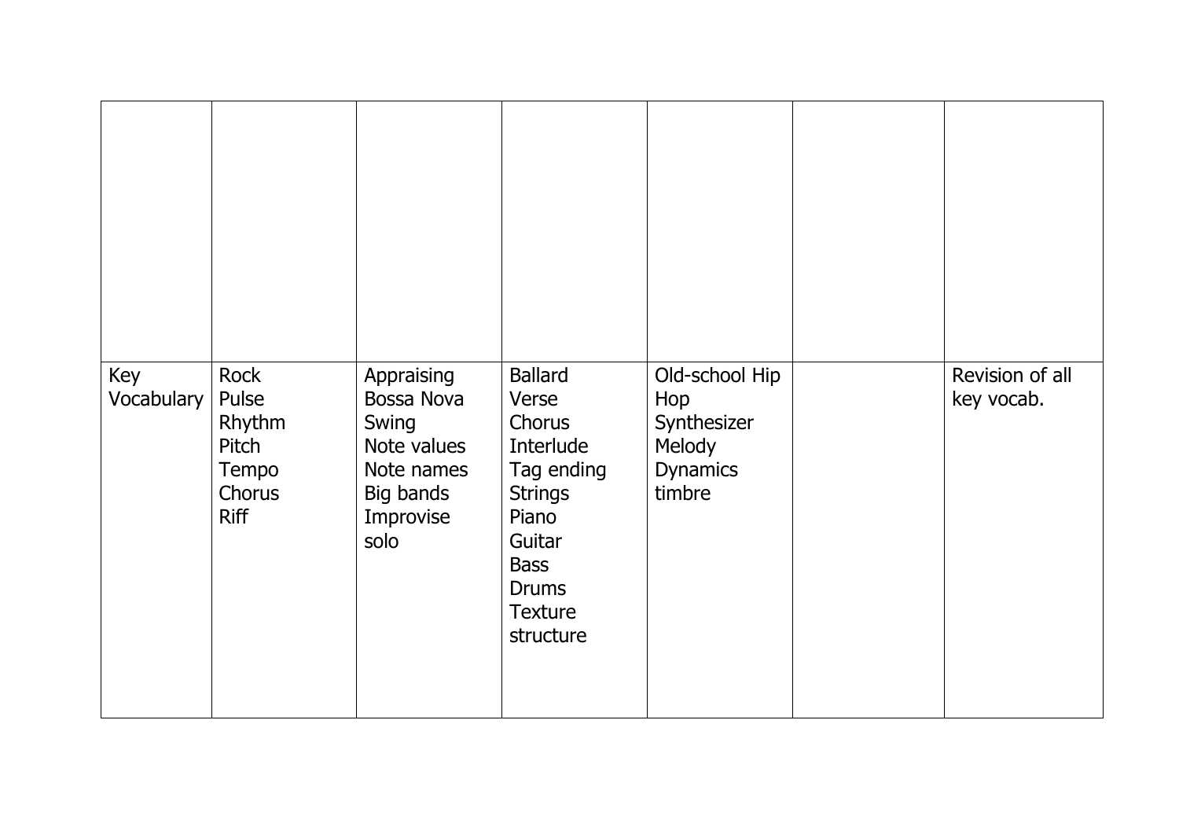| | | | | | | |
|---|---|---|---|---|---|---|
| | | | | | | |
| Key Vocabulary | Rock<br>Pulse<br>Rhythm<br>Pitch<br>Tempo<br>Chorus<br>Riff | Appraising<br>Bossa Nova<br>Swing<br>Note values<br>Note names<br>Big bands<br>Improvise<br>solo | Ballard<br>Verse<br>Chorus<br>Interlude<br>Tag ending<br>Strings<br>Piano<br>Guitar<br>Bass<br>Drums<br>Texture<br>structure | Old-school Hip Hop<br>Synthesizer<br>Melody<br>Dynamics<br>timbre | | Revision of all key vocab. |